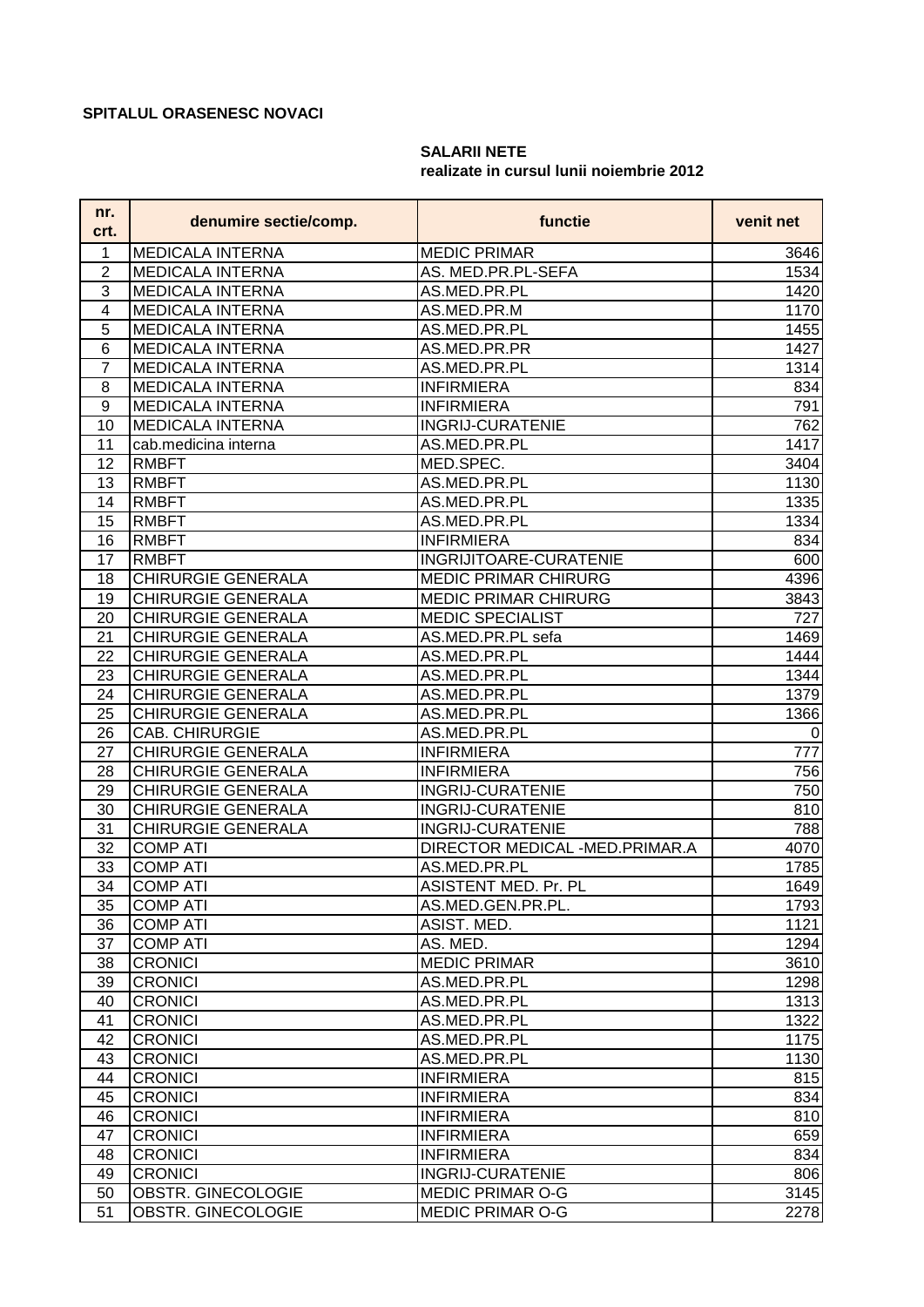**SPITALUL ORASENESC NOVACI**

**SALARII NETE**
**realizate in cursul lunii noiembrie 2012**

| nr. crt. | denumire sectie/comp. | functie | venit net |
|---|---|---|---|
| 1 | MEDICALA INTERNA | MEDIC PRIMAR | 3646 |
| 2 | MEDICALA INTERNA | AS. MED.PR.PL-SEFA | 1534 |
| 3 | MEDICALA INTERNA | AS.MED.PR.PL | 1420 |
| 4 | MEDICALA INTERNA | AS.MED.PR.M | 1170 |
| 5 | MEDICALA INTERNA | AS.MED.PR.PL | 1455 |
| 6 | MEDICALA INTERNA | AS.MED.PR.PR | 1427 |
| 7 | MEDICALA INTERNA | AS.MED.PR.PL | 1314 |
| 8 | MEDICALA INTERNA | INFIRMIERA | 834 |
| 9 | MEDICALA INTERNA | INFIRMIERA | 791 |
| 10 | MEDICALA INTERNA | INGRIJ-CURATENIE | 762 |
| 11 | cab.medicina interna | AS.MED.PR.PL | 1417 |
| 12 | RMBFT | MED.SPEC. | 3404 |
| 13 | RMBFT | AS.MED.PR.PL | 1130 |
| 14 | RMBFT | AS.MED.PR.PL | 1335 |
| 15 | RMBFT | AS.MED.PR.PL | 1334 |
| 16 | RMBFT | INFIRMIERA | 834 |
| 17 | RMBFT | INGRIJITOARE-CURATENIE | 600 |
| 18 | CHIRURGIE GENERALA | MEDIC PRIMAR CHIRURG | 4396 |
| 19 | CHIRURGIE GENERALA | MEDIC PRIMAR CHIRURG | 3843 |
| 20 | CHIRURGIE GENERALA | MEDIC SPECIALIST | 727 |
| 21 | CHIRURGIE GENERALA | AS.MED.PR.PL sefa | 1469 |
| 22 | CHIRURGIE GENERALA | AS.MED.PR.PL | 1444 |
| 23 | CHIRURGIE GENERALA | AS.MED.PR.PL | 1344 |
| 24 | CHIRURGIE GENERALA | AS.MED.PR.PL | 1379 |
| 25 | CHIRURGIE GENERALA | AS.MED.PR.PL | 1366 |
| 26 | CAB. CHIRURGIE | AS.MED.PR.PL | 0 |
| 27 | CHIRURGIE GENERALA | INFIRMIERA | 777 |
| 28 | CHIRURGIE GENERALA | INFIRMIERA | 756 |
| 29 | CHIRURGIE GENERALA | INGRIJ-CURATENIE | 750 |
| 30 | CHIRURGIE GENERALA | INGRIJ-CURATENIE | 810 |
| 31 | CHIRURGIE GENERALA | INGRIJ-CURATENIE | 788 |
| 32 | COMP ATI | DIRECTOR MEDICAL -MED.PRIMAR.A | 4070 |
| 33 | COMP ATI | AS.MED.PR.PL | 1785 |
| 34 | COMP ATI | ASISTENT MED. Pr. PL | 1649 |
| 35 | COMP ATI | AS.MED.GEN.PR.PL. | 1793 |
| 36 | COMP ATI | ASIST. MED. | 1121 |
| 37 | COMP ATI | AS. MED. | 1294 |
| 38 | CRONICI | MEDIC PRIMAR | 3610 |
| 39 | CRONICI | AS.MED.PR.PL | 1298 |
| 40 | CRONICI | AS.MED.PR.PL | 1313 |
| 41 | CRONICI | AS.MED.PR.PL | 1322 |
| 42 | CRONICI | AS.MED.PR.PL | 1175 |
| 43 | CRONICI | AS.MED.PR.PL | 1130 |
| 44 | CRONICI | INFIRMIERA | 815 |
| 45 | CRONICI | INFIRMIERA | 834 |
| 46 | CRONICI | INFIRMIERA | 810 |
| 47 | CRONICI | INFIRMIERA | 659 |
| 48 | CRONICI | INFIRMIERA | 834 |
| 49 | CRONICI | INGRIJ-CURATENIE | 806 |
| 50 | OBSTR. GINECOLOGIE | MEDIC PRIMAR O-G | 3145 |
| 51 | OBSTR. GINECOLOGIE | MEDIC PRIMAR O-G | 2278 |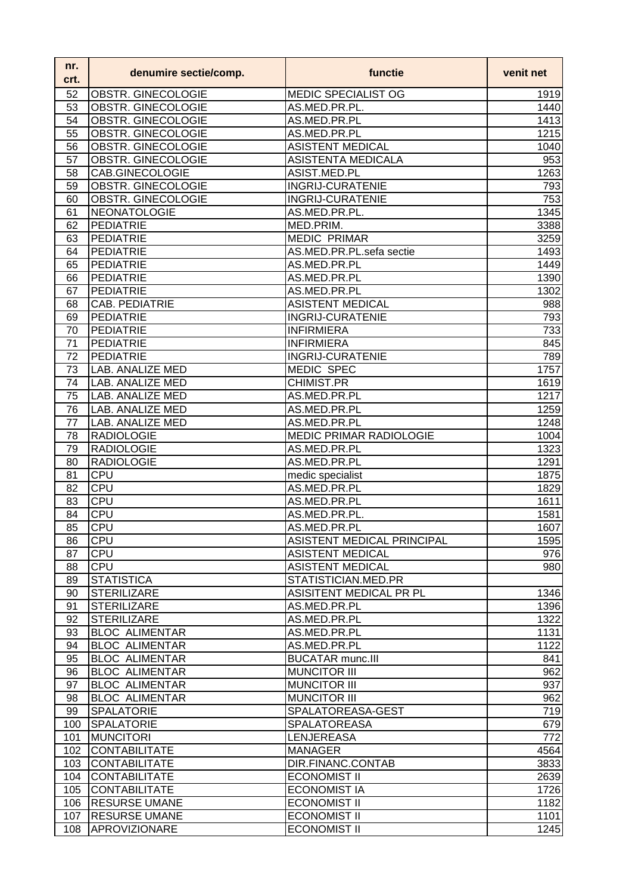| nr. crt. | denumire sectie/comp. | functie | venit net |
| --- | --- | --- | --- |
| 52 | OBSTR. GINECOLOGIE | MEDIC SPECIALIST OG | 1919 |
| 53 | OBSTR. GINECOLOGIE | AS.MED.PR.PL. | 1440 |
| 54 | OBSTR. GINECOLOGIE | AS.MED.PR.PL | 1413 |
| 55 | OBSTR. GINECOLOGIE | AS.MED.PR.PL | 1215 |
| 56 | OBSTR. GINECOLOGIE | ASISTENT MEDICAL | 1040 |
| 57 | OBSTR. GINECOLOGIE | ASISTENTA MEDICALA | 953 |
| 58 | CAB.GINECOLOGIE | ASIST.MED.PL | 1263 |
| 59 | OBSTR. GINECOLOGIE | INGRIJ-CURATENIE | 793 |
| 60 | OBSTR. GINECOLOGIE | INGRIJ-CURATENIE | 753 |
| 61 | NEONATOLOGIE | AS.MED.PR.PL. | 1345 |
| 62 | PEDIATRIE | MED.PRIM. | 3388 |
| 63 | PEDIATRIE | MEDIC PRIMAR | 3259 |
| 64 | PEDIATRIE | AS.MED.PR.PL.sefa sectie | 1493 |
| 65 | PEDIATRIE | AS.MED.PR.PL | 1449 |
| 66 | PEDIATRIE | AS.MED.PR.PL | 1390 |
| 67 | PEDIATRIE | AS.MED.PR.PL | 1302 |
| 68 | CAB. PEDIATRIE | ASISTENT MEDICAL | 988 |
| 69 | PEDIATRIE | INGRIJ-CURATENIE | 793 |
| 70 | PEDIATRIE | INFIRMIERA | 733 |
| 71 | PEDIATRIE | INFIRMIERA | 845 |
| 72 | PEDIATRIE | INGRIJ-CURATENIE | 789 |
| 73 | LAB. ANALIZE MED | MEDIC SPEC | 1757 |
| 74 | LAB. ANALIZE MED | CHIMIST.PR | 1619 |
| 75 | LAB. ANALIZE MED | AS.MED.PR.PL | 1217 |
| 76 | LAB. ANALIZE MED | AS.MED.PR.PL | 1259 |
| 77 | LAB. ANALIZE MED | AS.MED.PR.PL | 1248 |
| 78 | RADIOLOGIE | MEDIC PRIMAR RADIOLOGIE | 1004 |
| 79 | RADIOLOGIE | AS.MED.PR.PL | 1323 |
| 80 | RADIOLOGIE | AS.MED.PR.PL | 1291 |
| 81 | CPU | medic specialist | 1875 |
| 82 | CPU | AS.MED.PR.PL | 1829 |
| 83 | CPU | AS.MED.PR.PL | 1611 |
| 84 | CPU | AS.MED.PR.PL. | 1581 |
| 85 | CPU | AS.MED.PR.PL | 1607 |
| 86 | CPU | ASISTENT MEDICAL PRINCIPAL | 1595 |
| 87 | CPU | ASISTENT MEDICAL | 976 |
| 88 | CPU | ASISTENT MEDICAL | 980 |
| 89 | STATISTICA | STATISTICIAN.MED.PR | |
| 90 | STERILIZARE | ASISITENT MEDICAL PR PL | 1346 |
| 91 | STERILIZARE | AS.MED.PR.PL | 1396 |
| 92 | STERILIZARE | AS.MED.PR.PL | 1322 |
| 93 | BLOC ALIMENTAR | AS.MED.PR.PL | 1131 |
| 94 | BLOC ALIMENTAR | AS.MED.PR.PL | 1122 |
| 95 | BLOC ALIMENTAR | BUCATAR munc.III | 841 |
| 96 | BLOC ALIMENTAR | MUNCITOR III | 962 |
| 97 | BLOC ALIMENTAR | MUNCITOR III | 937 |
| 98 | BLOC ALIMENTAR | MUNCITOR III | 962 |
| 99 | SPALATORIE | SPALATOREASA-GEST | 719 |
| 100 | SPALATORIE | SPALATOREASA | 679 |
| 101 | MUNCITORI | LENJEREASA | 772 |
| 102 | CONTABILITATE | MANAGER | 4564 |
| 103 | CONTABILITATE | DIR.FINANC.CONTAB | 3833 |
| 104 | CONTABILITATE | ECONOMIST II | 2639 |
| 105 | CONTABILITATE | ECONOMIST IA | 1726 |
| 106 | RESURSE UMANE | ECONOMIST II | 1182 |
| 107 | RESURSE UMANE | ECONOMIST II | 1101 |
| 108 | APROVIZIONARE | ECONOMIST II | 1245 |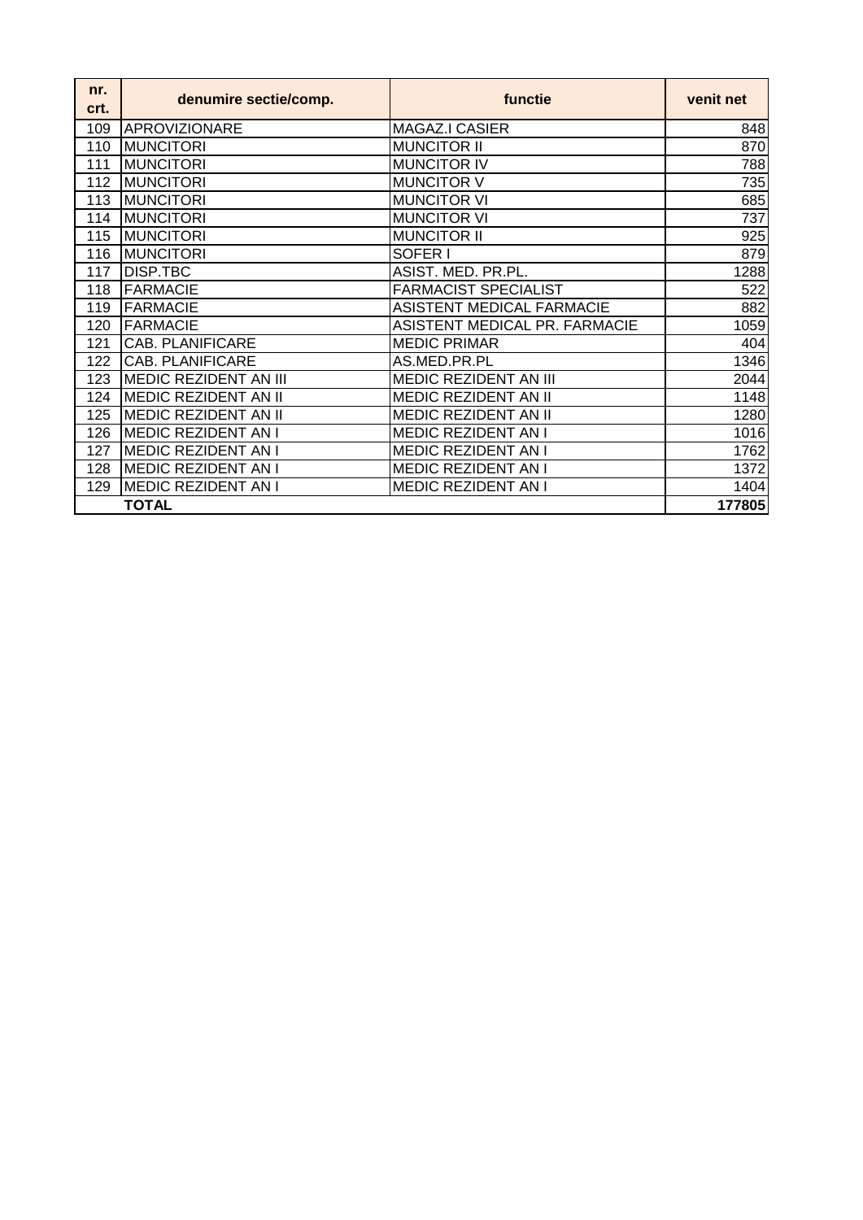| nr. crt. | denumire sectie/comp. | functie | venit net |
|---|---|---|---|
| 109 | APROVIZIONARE | MAGAZ.I CASIER | 848 |
| 110 | MUNCITORI | MUNCITOR II | 870 |
| 111 | MUNCITORI | MUNCITOR IV | 788 |
| 112 | MUNCITORI | MUNCITOR V | 735 |
| 113 | MUNCITORI | MUNCITOR VI | 685 |
| 114 | MUNCITORI | MUNCITOR VI | 737 |
| 115 | MUNCITORI | MUNCITOR II | 925 |
| 116 | MUNCITORI | SOFER I | 879 |
| 117 | DISP.TBC | ASIST. MED. PR.PL. | 1288 |
| 118 | FARMACIE | FARMACIST SPECIALIST | 522 |
| 119 | FARMACIE | ASISTENT MEDICAL FARMACIE | 882 |
| 120 | FARMACIE | ASISTENT MEDICAL PR. FARMACIE | 1059 |
| 121 | CAB. PLANIFICARE | MEDIC PRIMAR | 404 |
| 122 | CAB. PLANIFICARE | AS.MED.PR.PL | 1346 |
| 123 | MEDIC REZIDENT AN III | MEDIC REZIDENT AN III | 2044 |
| 124 | MEDIC REZIDENT AN II | MEDIC REZIDENT AN II | 1148 |
| 125 | MEDIC REZIDENT AN II | MEDIC REZIDENT AN II | 1280 |
| 126 | MEDIC REZIDENT AN I | MEDIC REZIDENT AN I | 1016 |
| 127 | MEDIC REZIDENT AN I | MEDIC REZIDENT AN I | 1762 |
| 128 | MEDIC REZIDENT AN I | MEDIC REZIDENT AN I | 1372 |
| 129 | MEDIC REZIDENT AN I | MEDIC REZIDENT AN I | 1404 |
| | **TOTAL** | | **177805** |